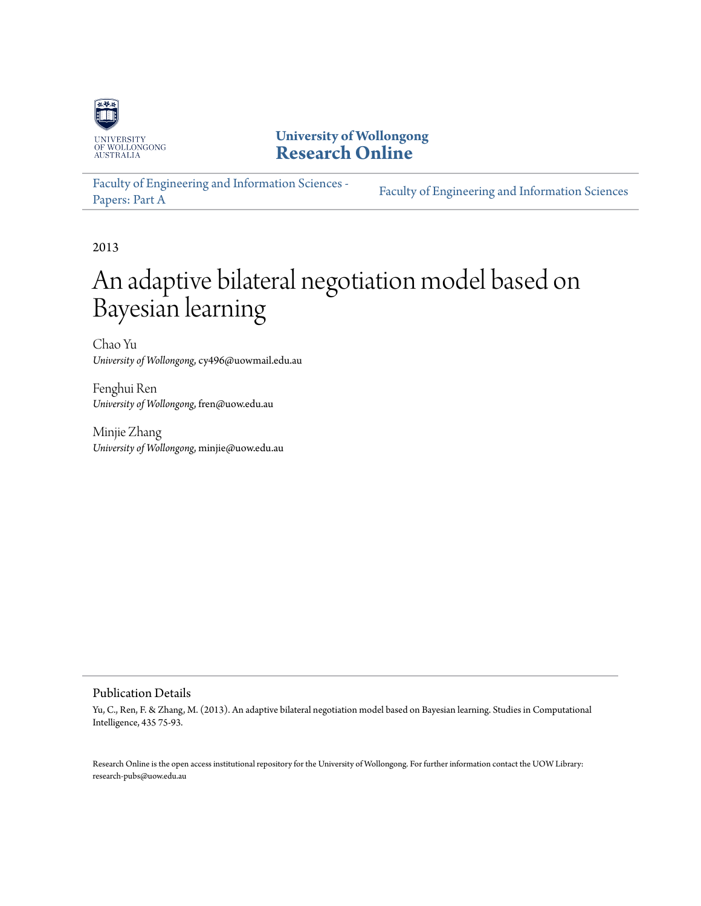UNIVERSITY
OF WOLLONGONG
AUSTRALIA

**University of Wollongong**
**Research Online**

Faculty of Engineering and Information Sciences - Papers: Part A | Faculty of Engineering and Information Sciences

2013

# An adaptive bilateral negotiation model based on Bayesian learning

Chao Yu
*University of Wollongong*, cy496@uowmail.edu.au

Fenghui Ren
*University of Wollongong*, fren@uow.edu.au

Minjie Zhang
*University of Wollongong*, minjie@uow.edu.au

## Publication Details

Yu, C., Ren, F. & Zhang, M. (2013). An adaptive bilateral negotiation model based on Bayesian learning. Studies in Computational Intelligence, 435 75-93.

Research Online is the open access institutional repository for the University of Wollongong. For further information contact the UOW Library: research-pubs@uow.edu.au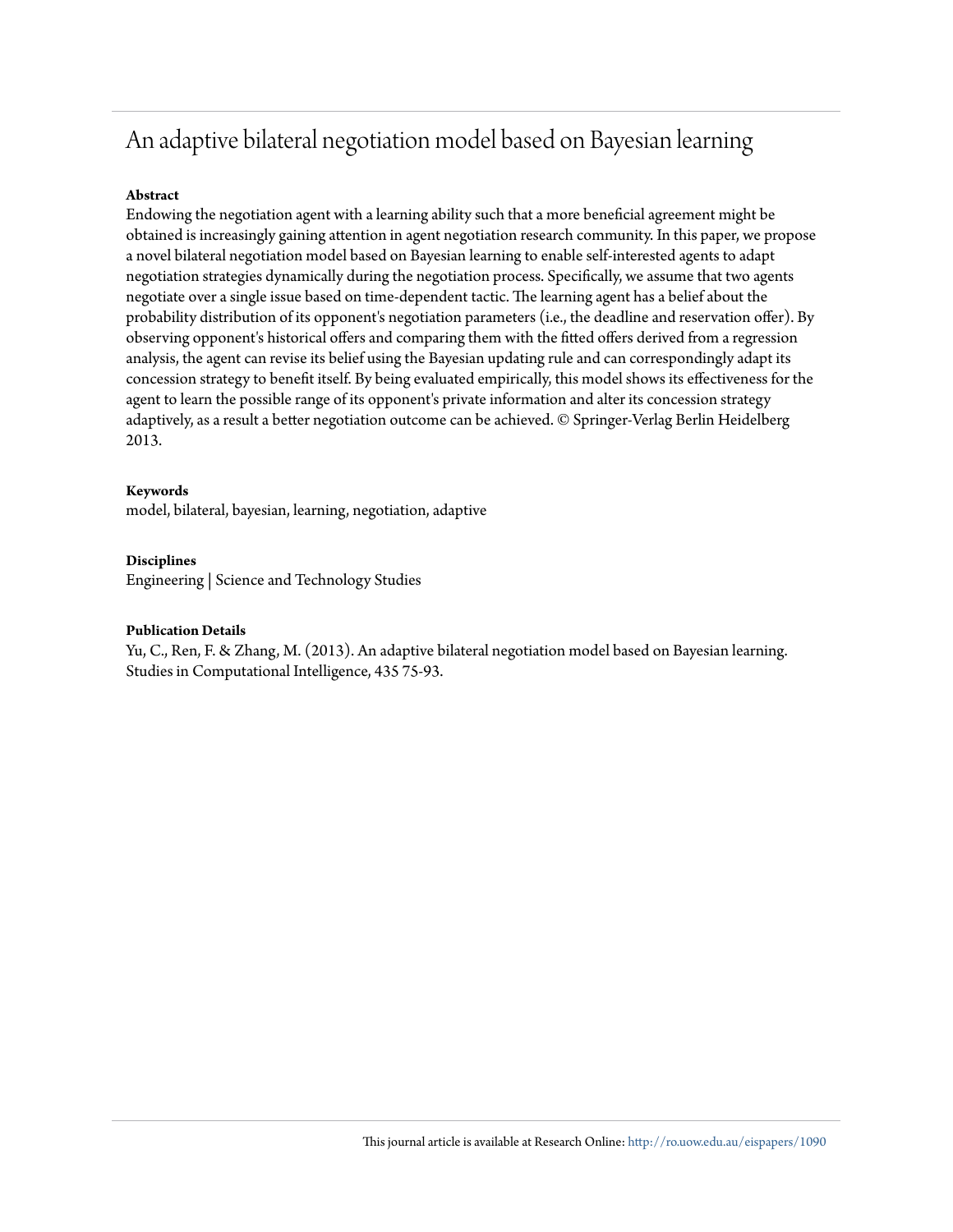# An adaptive bilateral negotiation model based on Bayesian learning

**Abstract**

Endowing the negotiation agent with a learning ability such that a more beneficial agreement might be obtained is increasingly gaining attention in agent negotiation research community. In this paper, we propose a novel bilateral negotiation model based on Bayesian learning to enable self-interested agents to adapt negotiation strategies dynamically during the negotiation process. Specifically, we assume that two agents negotiate over a single issue based on time-dependent tactic. The learning agent has a belief about the probability distribution of its opponent's negotiation parameters (i.e., the deadline and reservation offer). By observing opponent's historical offers and comparing them with the fitted offers derived from a regression analysis, the agent can revise its belief using the Bayesian updating rule and can correspondingly adapt its concession strategy to benefit itself. By being evaluated empirically, this model shows its effectiveness for the agent to learn the possible range of its opponent's private information and alter its concession strategy adaptively, as a result a better negotiation outcome can be achieved. © Springer-Verlag Berlin Heidelberg 2013.

**Keywords**

model, bilateral, bayesian, learning, negotiation, adaptive

**Disciplines**

Engineering | Science and Technology Studies

**Publication Details**

Yu, C., Ren, F. & Zhang, M. (2013). An adaptive bilateral negotiation model based on Bayesian learning. Studies in Computational Intelligence, 435 75-93.

This journal article is available at Research Online: http://ro.uow.edu.au/eispapers/1090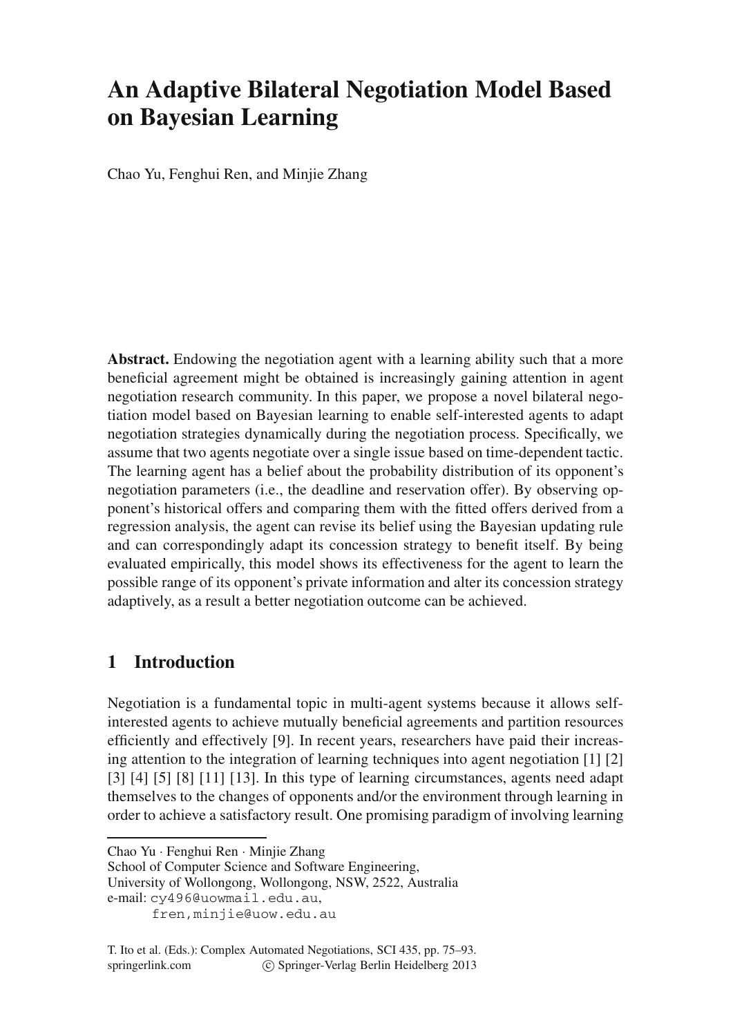# An Adaptive Bilateral Negotiation Model Based on Bayesian Learning

Chao Yu, Fenghui Ren, and Minjie Zhang

**Abstract.** Endowing the negotiation agent with a learning ability such that a more beneficial agreement might be obtained is increasingly gaining attention in agent negotiation research community. In this paper, we propose a novel bilateral negotiation model based on Bayesian learning to enable self-interested agents to adapt negotiation strategies dynamically during the negotiation process. Specifically, we assume that two agents negotiate over a single issue based on time-dependent tactic. The learning agent has a belief about the probability distribution of its opponent's negotiation parameters (i.e., the deadline and reservation offer). By observing opponent's historical offers and comparing them with the fitted offers derived from a regression analysis, the agent can revise its belief using the Bayesian updating rule and can correspondingly adapt its concession strategy to benefit itself. By being evaluated empirically, this model shows its effectiveness for the agent to learn the possible range of its opponent's private information and alter its concession strategy adaptively, as a result a better negotiation outcome can be achieved.

## 1 Introduction

Negotiation is a fundamental topic in multi-agent systems because it allows self-interested agents to achieve mutually beneficial agreements and partition resources efficiently and effectively [9]. In recent years, researchers have paid their increasing attention to the integration of learning techniques into agent negotiation [1] [2] [3] [4] [5] [8] [11] [13]. In this type of learning circumstances, agents need adapt themselves to the changes of opponents and/or the environment through learning in order to achieve a satisfactory result. One promising paradigm of involving learning

---

Chao Yu · Fenghui Ren · Minjie Zhang
School of Computer Science and Software Engineering,
University of Wollongong, Wollongong, NSW, 2522, Australia
e-mail: cy496@uowmail.edu.au,
fren,minjie@uow.edu.au

T. Ito et al. (Eds.): Complex Automated Negotiations, SCI 435, pp. 75–93.
springerlink.com © Springer-Verlag Berlin Heidelberg 2013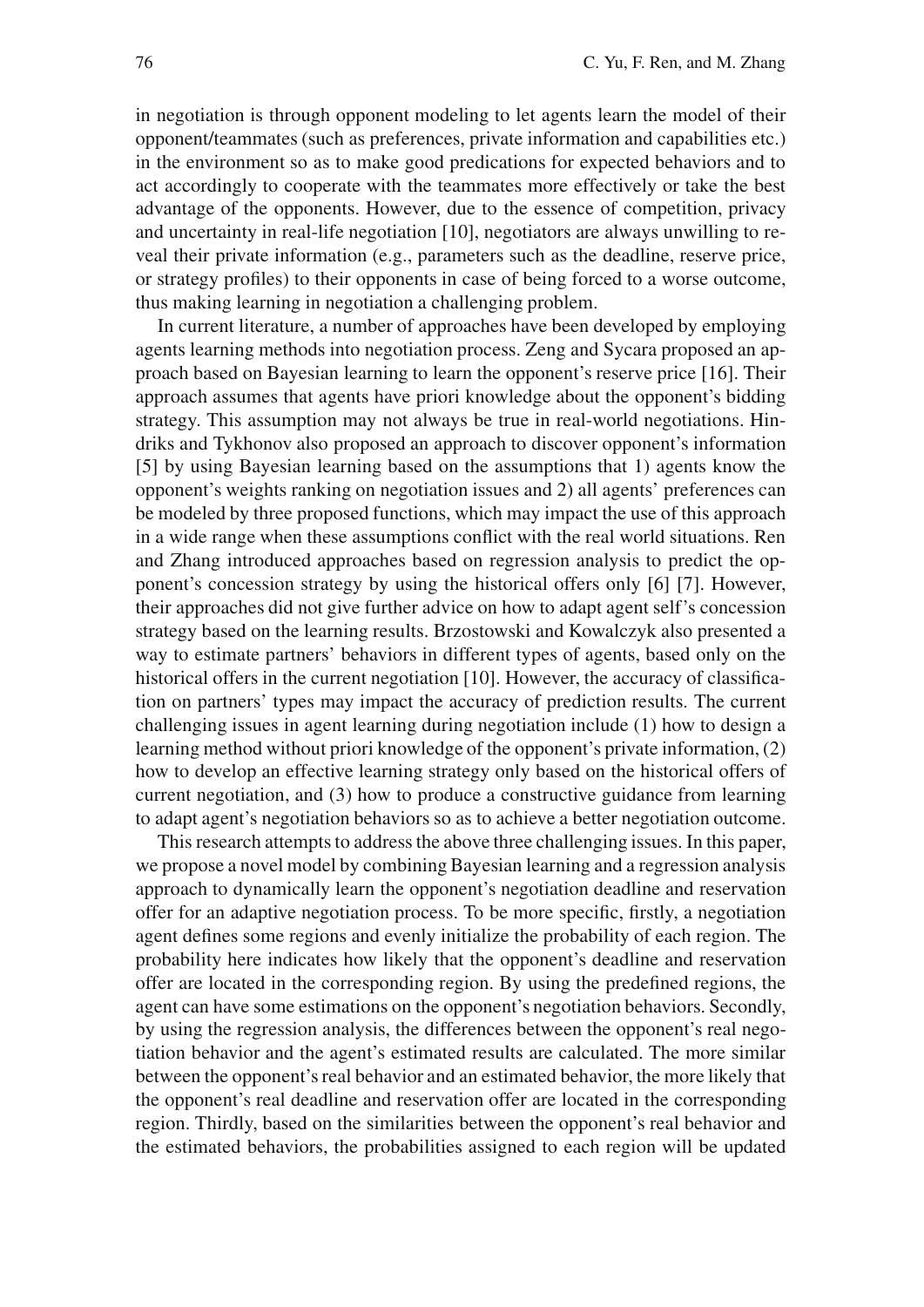in negotiation is through opponent modeling to let agents learn the model of their opponent/teammates (such as preferences, private information and capabilities etc.) in the environment so as to make good predications for expected behaviors and to act accordingly to cooperate with the teammates more effectively or take the best advantage of the opponents. However, due to the essence of competition, privacy and uncertainty in real-life negotiation [10], negotiators are always unwilling to reveal their private information (e.g., parameters such as the deadline, reserve price, or strategy profiles) to their opponents in case of being forced to a worse outcome, thus making learning in negotiation a challenging problem.

In current literature, a number of approaches have been developed by employing agents learning methods into negotiation process. Zeng and Sycara proposed an approach based on Bayesian learning to learn the opponent's reserve price [16]. Their approach assumes that agents have priori knowledge about the opponent's bidding strategy. This assumption may not always be true in real-world negotiations. Hindriks and Tykhonov also proposed an approach to discover opponent's information [5] by using Bayesian learning based on the assumptions that 1) agents know the opponent's weights ranking on negotiation issues and 2) all agents' preferences can be modeled by three proposed functions, which may impact the use of this approach in a wide range when these assumptions conflict with the real world situations. Ren and Zhang introduced approaches based on regression analysis to predict the opponent's concession strategy by using the historical offers only [6] [7]. However, their approaches did not give further advice on how to adapt agent self's concession strategy based on the learning results. Brzostowski and Kowalczyk also presented a way to estimate partners' behaviors in different types of agents, based only on the historical offers in the current negotiation [10]. However, the accuracy of classification on partners' types may impact the accuracy of prediction results. The current challenging issues in agent learning during negotiation include (1) how to design a learning method without priori knowledge of the opponent's private information, (2) how to develop an effective learning strategy only based on the historical offers of current negotiation, and (3) how to produce a constructive guidance from learning to adapt agent's negotiation behaviors so as to achieve a better negotiation outcome.

This research attempts to address the above three challenging issues. In this paper, we propose a novel model by combining Bayesian learning and a regression analysis approach to dynamically learn the opponent's negotiation deadline and reservation offer for an adaptive negotiation process. To be more specific, firstly, a negotiation agent defines some regions and evenly initialize the probability of each region. The probability here indicates how likely that the opponent's deadline and reservation offer are located in the corresponding region. By using the predefined regions, the agent can have some estimations on the opponent's negotiation behaviors. Secondly, by using the regression analysis, the differences between the opponent's real negotiation behavior and the agent's estimated results are calculated. The more similar between the opponent's real behavior and an estimated behavior, the more likely that the opponent's real deadline and reservation offer are located in the corresponding region. Thirdly, based on the similarities between the opponent's real behavior and the estimated behaviors, the probabilities assigned to each region will be updated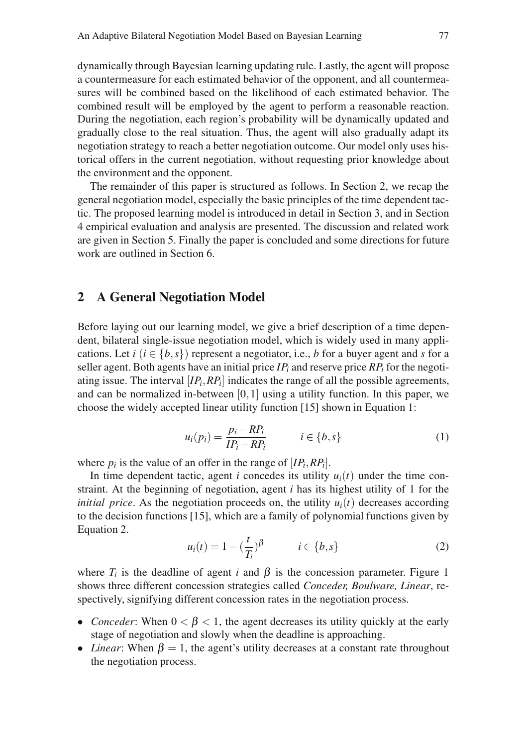dynamically through Bayesian learning updating rule. Lastly, the agent will propose a countermeasure for each estimated behavior of the opponent, and all countermeasures will be combined based on the likelihood of each estimated behavior. The combined result will be employed by the agent to perform a reasonable reaction. During the negotiation, each region's probability will be dynamically updated and gradually close to the real situation. Thus, the agent will also gradually adapt its negotiation strategy to reach a better negotiation outcome. Our model only uses historical offers in the current negotiation, without requesting prior knowledge about the environment and the opponent.

The remainder of this paper is structured as follows. In Section 2, we recap the general negotiation model, especially the basic principles of the time dependent tactic. The proposed learning model is introduced in detail in Section 3, and in Section 4 empirical evaluation and analysis are presented. The discussion and related work are given in Section 5. Finally the paper is concluded and some directions for future work are outlined in Section 6.

## 2 A General Negotiation Model

Before laying out our learning model, we give a brief description of a time dependent, bilateral single-issue negotiation model, which is widely used in many applications. Let $i$ ($i \in \{b, s\}$) represent a negotiator, i.e., $b$ for a buyer agent and $s$ for a seller agent. Both agents have an initial price $IP_i$ and reserve price $RP_i$ for the negotiating issue. The interval $[IP_i, RP_i]$ indicates the range of all the possible agreements, and can be normalized in-between $[0, 1]$ using a utility function. In this paper, we choose the widely accepted linear utility function [15] shown in Equation 1:

$$u_i(p_i) = \frac{p_i - RP_i}{IP_i - RP_i} \qquad i \in \{b, s\} \tag{1}$$

where $p_i$ is the value of an offer in the range of $[IP_i, RP_i]$.

In time dependent tactic, agent $i$ concedes its utility $u_i(t)$ under the time constraint. At the beginning of negotiation, agent $i$ has its highest utility of 1 for the *initial price*. As the negotiation proceeds on, the utility $u_i(t)$ decreases according to the decision functions [15], which are a family of polynomial functions given by Equation 2.

$$u_i(t) = 1 - \left(\frac{t}{T_i}\right)^{\beta} \qquad i \in \{b, s\} \tag{2}$$

where $T_i$ is the deadline of agent $i$ and $\beta$ is the concession parameter. Figure 1 shows three different concession strategies called *Conceder, Boulware, Linear*, respectively, signifying different concession rates in the negotiation process.

- *Conceder*: When $0 < \beta < 1$, the agent decreases its utility quickly at the early stage of negotiation and slowly when the deadline is approaching.
- *Linear*: When $\beta = 1$, the agent's utility decreases at a constant rate throughout the negotiation process.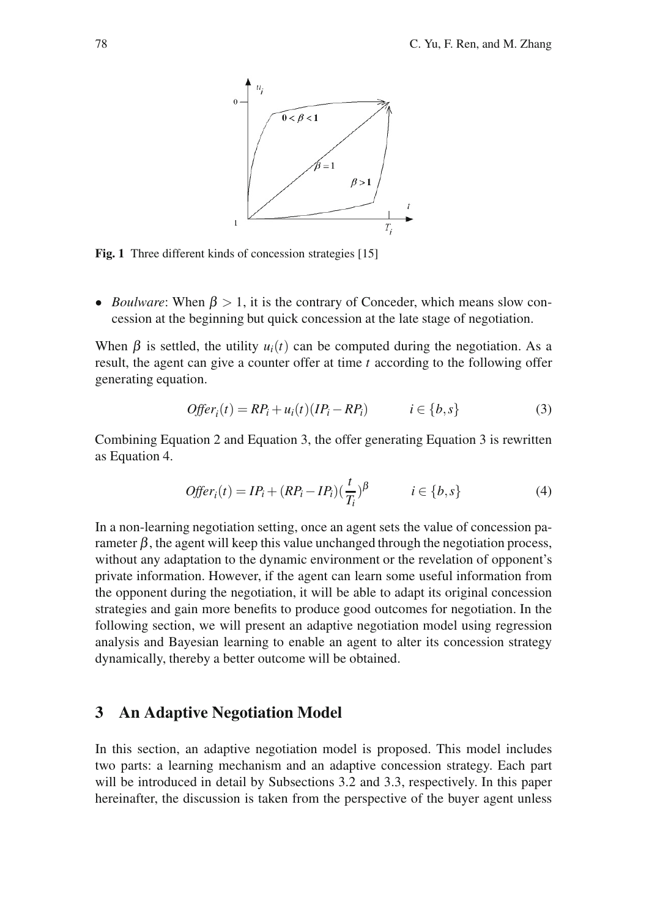Fig. 1 Three different kinds of concession strategies [15]

- *Boulware*: When $\beta > 1$, it is the contrary of Conceder, which means slow concession at the beginning but quick concession at the late stage of negotiation.

When $\beta$ is settled, the utility $u_i(t)$ can be computed during the negotiation. As a result, the agent can give a counter offer at time $t$ according to the following offer generating equation.

$$Offer_i(t) = RP_i + u_i(t)(IP_i - RP_i) \qquad i \in \{b, s\} \tag{3}$$

Combining Equation 2 and Equation 3, the offer generating Equation 3 is rewritten as Equation 4.

$$Offer_i(t) = IP_i + (RP_i - IP_i)\left(\frac{t}{T_i}\right)^{\beta} \qquad i \in \{b, s\} \tag{4}$$

In a non-learning negotiation setting, once an agent sets the value of concession parameter $\beta$, the agent will keep this value unchanged through the negotiation process, without any adaptation to the dynamic environment or the revelation of opponent's private information. However, if the agent can learn some useful information from the opponent during the negotiation, it will be able to adapt its original concession strategies and gain more benefits to produce good outcomes for negotiation. In the following section, we will present an adaptive negotiation model using regression analysis and Bayesian learning to enable an agent to alter its concession strategy dynamically, thereby a better outcome will be obtained.

## 3 An Adaptive Negotiation Model

In this section, an adaptive negotiation model is proposed. This model includes two parts: a learning mechanism and an adaptive concession strategy. Each part will be introduced in detail by Subsections 3.2 and 3.3, respectively. In this paper hereinafter, the discussion is taken from the perspective of the buyer agent unless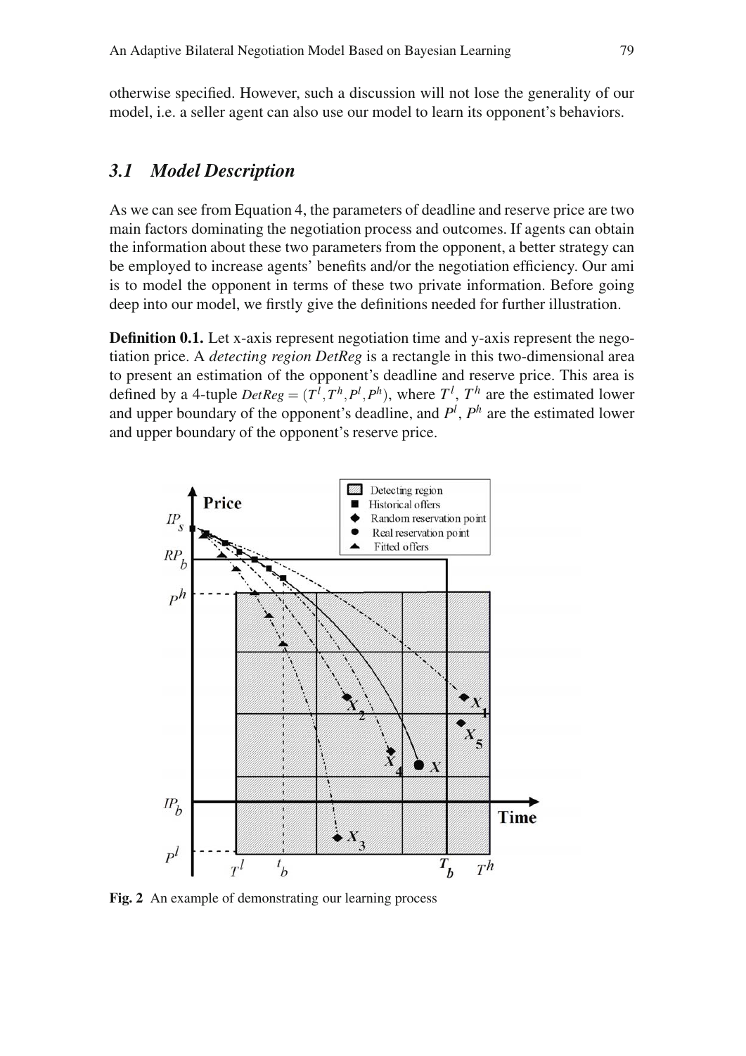otherwise specified. However, such a discussion will not lose the generality of our model, i.e. a seller agent can also use our model to learn its opponent's behaviors.

## *3.1 Model Description*

As we can see from Equation 4, the parameters of deadline and reserve price are two main factors dominating the negotiation process and outcomes. If agents can obtain the information about these two parameters from the opponent, a better strategy can be employed to increase agents' benefits and/or the negotiation efficiency. Our ami is to model the opponent in terms of these two private information. Before going deep into our model, we firstly give the definitions needed for further illustration.

**Definition 0.1.** Let x-axis represent negotiation time and y-axis represent the negotiation price. A *detecting region DetReg* is a rectangle in this two-dimensional area to present an estimation of the opponent's deadline and reserve price. This area is defined by a 4-tuple $DetReg = (T^l, T^h, P^l, P^h)$, where $T^l$, $T^h$ are the estimated lower and upper boundary of the opponent's deadline, and $P^l$, $P^h$ are the estimated lower and upper boundary of the opponent's reserve price.

**Fig. 2** An example of demonstrating our learning process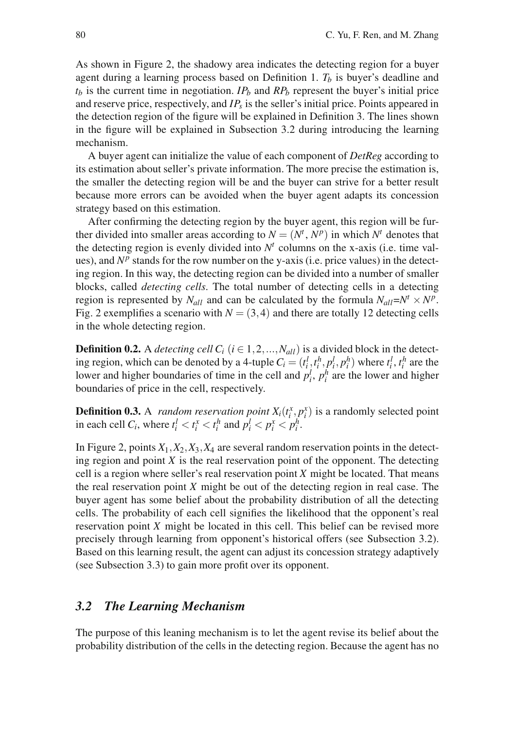As shown in Figure 2, the shadowy area indicates the detecting region for a buyer agent during a learning process based on Definition 1. $T_b$ is buyer's deadline and $t_b$ is the current time in negotiation. $IP_b$ and $RP_b$ represent the buyer's initial price and reserve price, respectively, and $IP_s$ is the seller's initial price. Points appeared in the detection region of the figure will be explained in Definition 3. The lines shown in the figure will be explained in Subsection 3.2 during introducing the learning mechanism.

A buyer agent can initialize the value of each component of *DetReg* according to its estimation about seller's private information. The more precise the estimation is, the smaller the detecting region will be and the buyer can strive for a better result because more errors can be avoided when the buyer agent adapts its concession strategy based on this estimation.

After confirming the detecting region by the buyer agent, this region will be further divided into smaller areas according to $N = (N^t, N^p)$ in which $N^t$ denotes that the detecting region is evenly divided into $N^t$ columns on the x-axis (i.e. time values), and $N^p$ stands for the row number on the y-axis (i.e. price values) in the detecting region. In this way, the detecting region can be divided into a number of smaller blocks, called *detecting cells*. The total number of detecting cells in a detecting region is represented by $N_{all}$ and can be calculated by the formula $N_{all}$=$N^t \times N^p$. Fig. 2 exemplifies a scenario with $N = (3,4)$ and there are totally 12 detecting cells in the whole detecting region.

**Definition 0.2.** A *detecting cell* $C_i$ $(i \in 1,2,...,N_{all})$ is a divided block in the detecting region, which can be denoted by a 4-tuple $C_i = (t_i^l, t_i^h, p_i^l, p_i^h)$ where $t_i^l$, $t_i^h$ are the lower and higher boundaries of time in the cell and $p_i^l$, $p_i^h$ are the lower and higher boundaries of price in the cell, respectively.

**Definition 0.3.** A *random reservation point* $X_i(t_i^x, p_i^x)$ is a randomly selected point in each cell $C_i$, where $t_i^l < t_i^x < t_i^h$ and $p_i^l < p_i^x < p_i^h$.

In Figure 2, points $X_1, X_2, X_3, X_4$ are several random reservation points in the detecting region and point $X$ is the real reservation point of the opponent. The detecting cell is a region where seller's real reservation point $X$ might be located. That means the real reservation point $X$ might be out of the detecting region in real case. The buyer agent has some belief about the probability distribution of all the detecting cells. The probability of each cell signifies the likelihood that the opponent's real reservation point $X$ might be located in this cell. This belief can be revised more precisely through learning from opponent's historical offers (see Subsection 3.2). Based on this learning result, the agent can adjust its concession strategy adaptively (see Subsection 3.3) to gain more profit over its opponent.

### *3.2 The Learning Mechanism*

The purpose of this leaning mechanism is to let the agent revise its belief about the probability distribution of the cells in the detecting region. Because the agent has no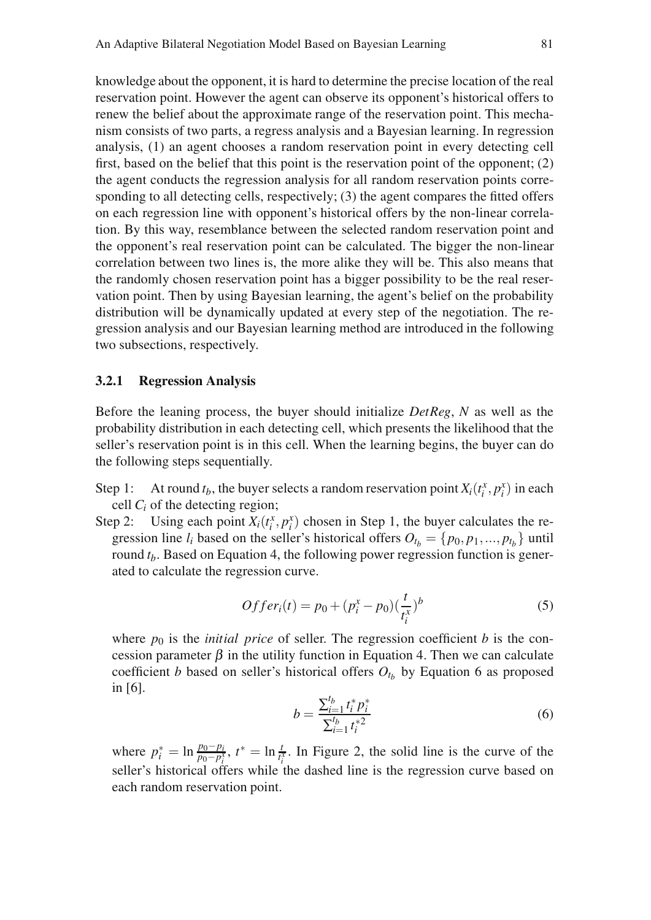knowledge about the opponent, it is hard to determine the precise location of the real reservation point. However the agent can observe its opponent's historical offers to renew the belief about the approximate range of the reservation point. This mechanism consists of two parts, a regress analysis and a Bayesian learning. In regression analysis, (1) an agent chooses a random reservation point in every detecting cell first, based on the belief that this point is the reservation point of the opponent; (2) the agent conducts the regression analysis for all random reservation points corresponding to all detecting cells, respectively; (3) the agent compares the fitted offers on each regression line with opponent's historical offers by the non-linear correlation. By this way, resemblance between the selected random reservation point and the opponent's real reservation point can be calculated. The bigger the non-linear correlation between two lines is, the more alike they will be. This also means that the randomly chosen reservation point has a bigger possibility to be the real reservation point. Then by using Bayesian learning, the agent's belief on the probability distribution will be dynamically updated at every step of the negotiation. The regression analysis and our Bayesian learning method are introduced in the following two subsections, respectively.

### 3.2.1 Regression Analysis

Before the leaning process, the buyer should initialize *DetReg*, $N$ as well as the probability distribution in each detecting cell, which presents the likelihood that the seller's reservation point is in this cell. When the learning begins, the buyer can do the following steps sequentially.

Step 1: At round $t_b$, the buyer selects a random reservation point $X_i(t_i^x, p_i^x)$ in each cell $C_i$ of the detecting region;

Step 2: Using each point $X_i(t_i^x, p_i^x)$ chosen in Step 1, the buyer calculates the regression line $l_i$ based on the seller's historical offers $O_{t_b} = \{p_0, p_1, ..., p_{t_b}\}$ until round $t_b$. Based on Equation 4, the following power regression function is generated to calculate the regression curve.

$$Offer_i(t) = p_0 + (p_i^x - p_0)(\frac{t}{t_i^x})^b \tag{5}$$

where $p_0$ is the *initial price* of seller. The regression coefficient $b$ is the concession parameter $\beta$ in the utility function in Equation 4. Then we can calculate coefficient $b$ based on seller's historical offers $O_{t_b}$ by Equation 6 as proposed in [6].

$$b = \frac{\sum_{i=1}^{t_b} t_i^* p_i^*}{\sum_{i=1}^{t_b} t_i^{*2}} \tag{6}$$

where $p_i^* = \ln \frac{p_0 - p_i}{p_0 - p_i^x}$, $t^* = \ln \frac{t}{t_i^x}$. In Figure 2, the solid line is the curve of the seller's historical offers while the dashed line is the regression curve based on each random reservation point.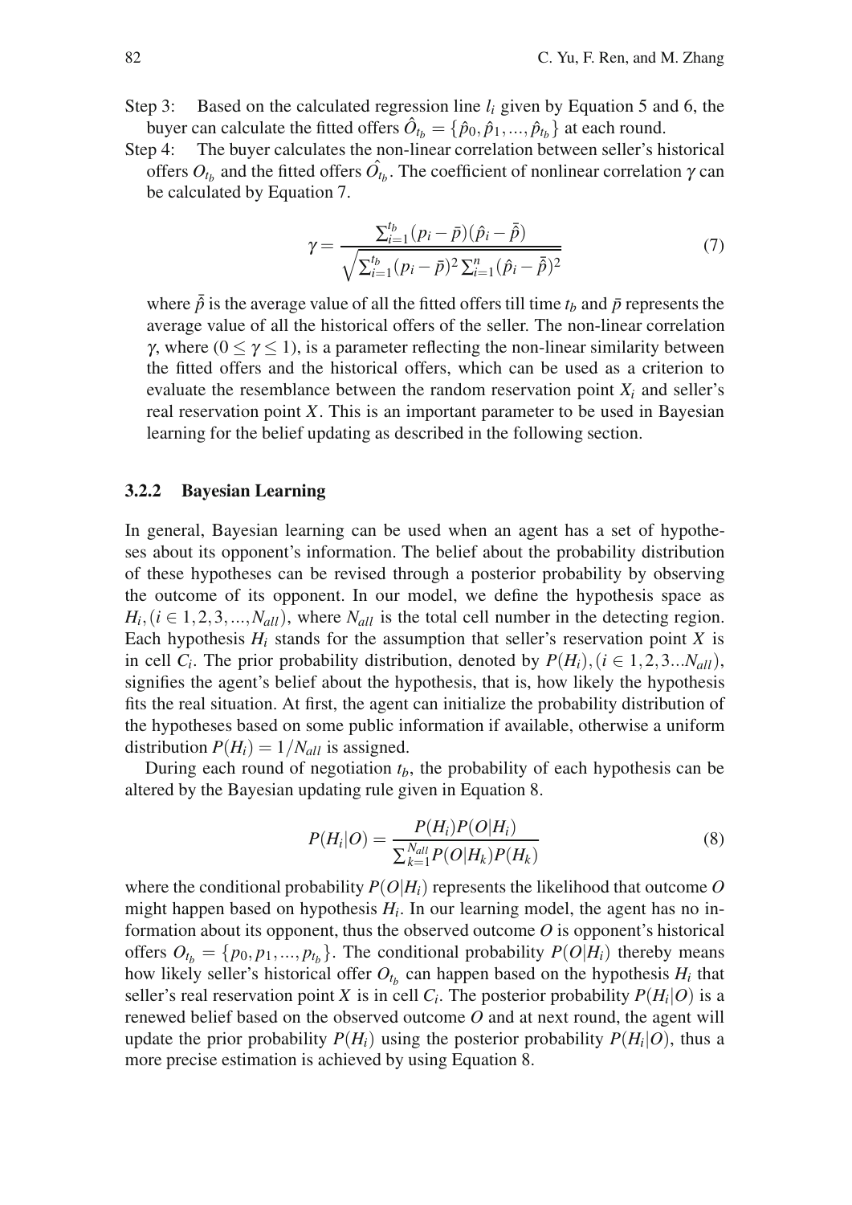Step 3: Based on the calculated regression line $l_i$ given by Equation 5 and 6, the buyer can calculate the fitted offers $\hat{O}_{t_b} = \{\hat{p}_0, \hat{p}_1, ..., \hat{p}_{t_b}\}$ at each round.

Step 4: The buyer calculates the non-linear correlation between seller's historical offers $O_{t_b}$ and the fitted offers $\hat{O_{t_b}}$. The coefficient of nonlinear correlation $\gamma$ can be calculated by Equation 7.

$$\gamma = \frac{\sum_{i=1}^{t_b}(p_i - \bar{p})(\hat{p}_i - \bar{\hat{p}})}{\sqrt{\sum_{i=1}^{t_b}(p_i - \bar{p})^2 \sum_{i=1}^{n}(\hat{p}_i - \bar{\hat{p}})^2}} \tag{7}$$

where $\bar{\hat{p}}$ is the average value of all the fitted offers till time $t_b$ and $\bar{p}$ represents the average value of all the historical offers of the seller. The non-linear correlation $\gamma$, where $(0 \leq \gamma \leq 1)$, is a parameter reflecting the non-linear similarity between the fitted offers and the historical offers, which can be used as a criterion to evaluate the resemblance between the random reservation point $X_i$ and seller's real reservation point $X$. This is an important parameter to be used in Bayesian learning for the belief updating as described in the following section.

### 3.2.2 Bayesian Learning

In general, Bayesian learning can be used when an agent has a set of hypotheses about its opponent's information. The belief about the probability distribution of these hypotheses can be revised through a posterior probability by observing the outcome of its opponent. In our model, we define the hypothesis space as $H_i, (i \in 1, 2, 3, ..., N_{all})$, where $N_{all}$ is the total cell number in the detecting region. Each hypothesis $H_i$ stands for the assumption that seller's reservation point $X$ is in cell $C_i$. The prior probability distribution, denoted by $P(H_i), (i \in 1, 2, 3...N_{all})$, signifies the agent's belief about the hypothesis, that is, how likely the hypothesis fits the real situation. At first, the agent can initialize the probability distribution of the hypotheses based on some public information if available, otherwise a uniform distribution $P(H_i) = 1/N_{all}$ is assigned.

During each round of negotiation $t_b$, the probability of each hypothesis can be altered by the Bayesian updating rule given in Equation 8.

$$P(H_i|O) = \frac{P(H_i)P(O|H_i)}{\sum_{k=1}^{N_{all}} P(O|H_k)P(H_k)} \tag{8}$$

where the conditional probability $P(O|H_i)$ represents the likelihood that outcome $O$ might happen based on hypothesis $H_i$. In our learning model, the agent has no information about its opponent, thus the observed outcome $O$ is opponent's historical offers $O_{t_b} = \{p_0, p_1, ..., p_{t_b}\}$. The conditional probability $P(O|H_i)$ thereby means how likely seller's historical offer $O_{t_b}$ can happen based on the hypothesis $H_i$ that seller's real reservation point $X$ is in cell $C_i$. The posterior probability $P(H_i|O)$ is a renewed belief based on the observed outcome $O$ and at next round, the agent will update the prior probability $P(H_i)$ using the posterior probability $P(H_i|O)$, thus a more precise estimation is achieved by using Equation 8.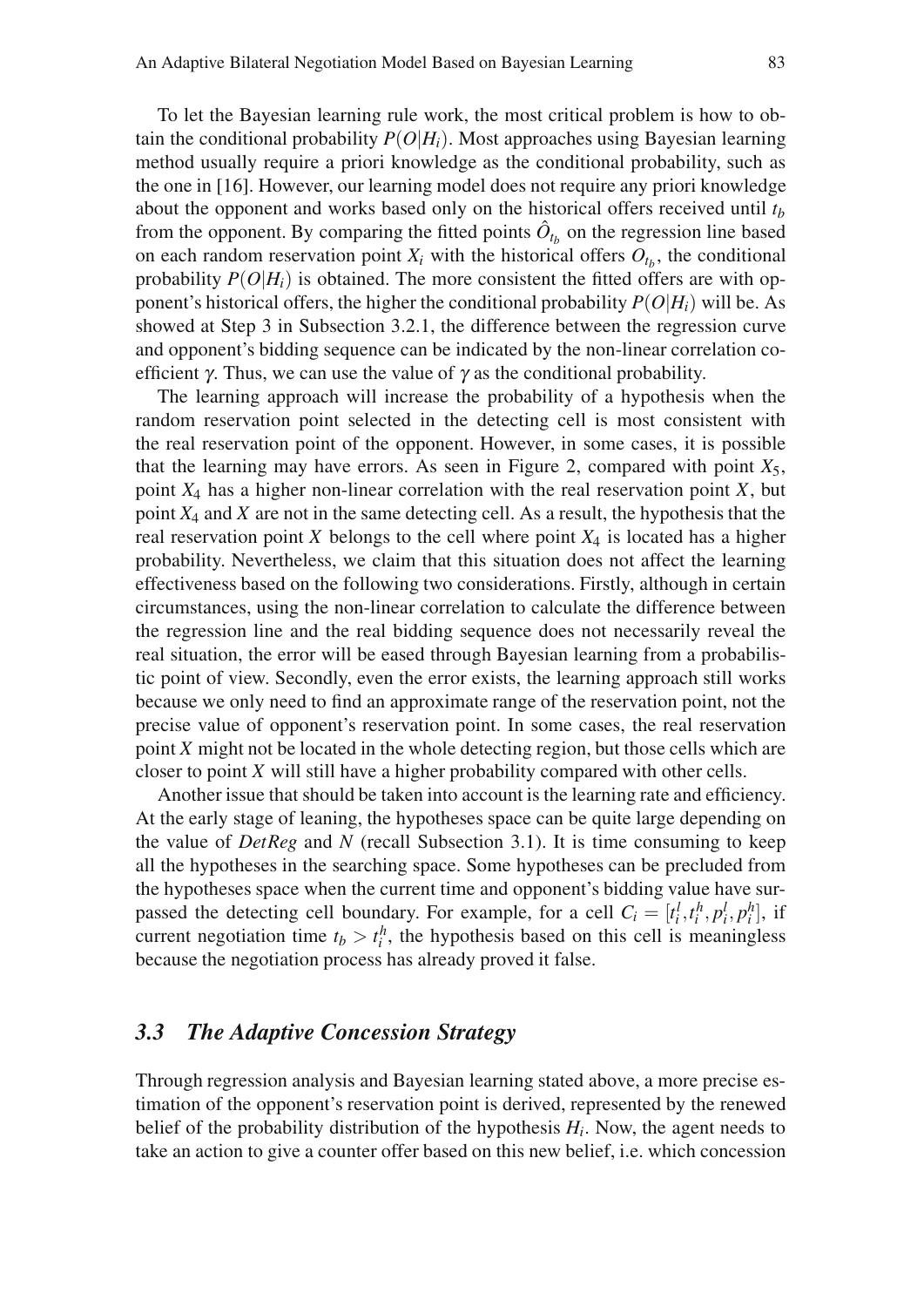To let the Bayesian learning rule work, the most critical problem is how to obtain the conditional probability $P(O|H_i)$. Most approaches using Bayesian learning method usually require a priori knowledge as the conditional probability, such as the one in [16]. However, our learning model does not require any priori knowledge about the opponent and works based only on the historical offers received until $t_b$ from the opponent. By comparing the fitted points $\hat{O}_{t_b}$ on the regression line based on each random reservation point $X_i$ with the historical offers $O_{t_b}$, the conditional probability $P(O|H_i)$ is obtained. The more consistent the fitted offers are with opponent's historical offers, the higher the conditional probability $P(O|H_i)$ will be. As showed at Step 3 in Subsection 3.2.1, the difference between the regression curve and opponent's bidding sequence can be indicated by the non-linear correlation coefficient $\gamma$. Thus, we can use the value of $\gamma$ as the conditional probability.

The learning approach will increase the probability of a hypothesis when the random reservation point selected in the detecting cell is most consistent with the real reservation point of the opponent. However, in some cases, it is possible that the learning may have errors. As seen in Figure 2, compared with point $X_5$, point $X_4$ has a higher non-linear correlation with the real reservation point $X$, but point $X_4$ and $X$ are not in the same detecting cell. As a result, the hypothesis that the real reservation point $X$ belongs to the cell where point $X_4$ is located has a higher probability. Nevertheless, we claim that this situation does not affect the learning effectiveness based on the following two considerations. Firstly, although in certain circumstances, using the non-linear correlation to calculate the difference between the regression line and the real bidding sequence does not necessarily reveal the real situation, the error will be eased through Bayesian learning from a probabilistic point of view. Secondly, even the error exists, the learning approach still works because we only need to find an approximate range of the reservation point, not the precise value of opponent's reservation point. In some cases, the real reservation point $X$ might not be located in the whole detecting region, but those cells which are closer to point $X$ will still have a higher probability compared with other cells.

Another issue that should be taken into account is the learning rate and efficiency. At the early stage of leaning, the hypotheses space can be quite large depending on the value of *DetReg* and $N$ (recall Subsection 3.1). It is time consuming to keep all the hypotheses in the searching space. Some hypotheses can be precluded from the hypotheses space when the current time and opponent's bidding value have surpassed the detecting cell boundary. For example, for a cell $C_i = [t_i^l, t_i^h, p_i^l, p_i^h]$, if current negotiation time $t_b > t_i^h$, the hypothesis based on this cell is meaningless because the negotiation process has already proved it false.

### 3.3 The Adaptive Concession Strategy

Through regression analysis and Bayesian learning stated above, a more precise estimation of the opponent's reservation point is derived, represented by the renewed belief of the probability distribution of the hypothesis $H_i$. Now, the agent needs to take an action to give a counter offer based on this new belief, i.e. which concession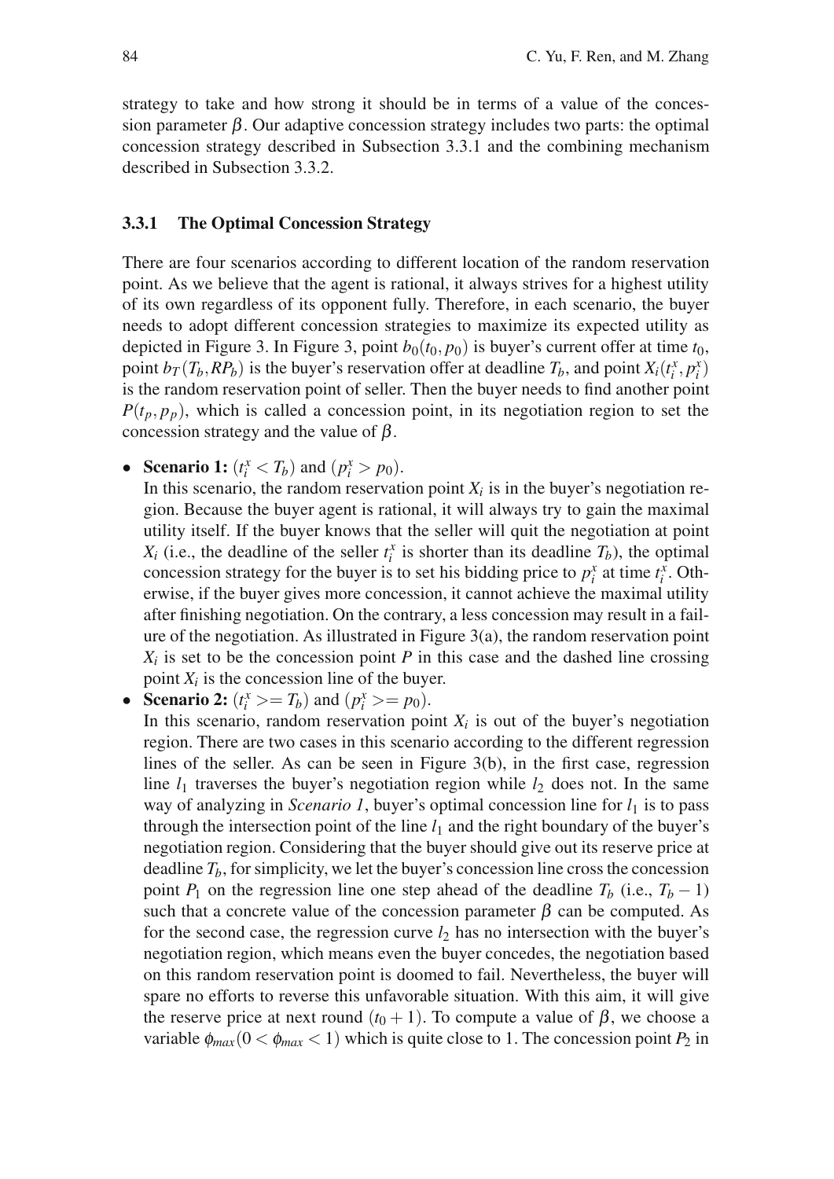strategy to take and how strong it should be in terms of a value of the concession parameter $\beta$. Our adaptive concession strategy includes two parts: the optimal concession strategy described in Subsection 3.3.1 and the combining mechanism described in Subsection 3.3.2.

### 3.3.1 The Optimal Concession Strategy

There are four scenarios according to different location of the random reservation point. As we believe that the agent is rational, it always strives for a highest utility of its own regardless of its opponent fully. Therefore, in each scenario, the buyer needs to adopt different concession strategies to maximize its expected utility as depicted in Figure 3. In Figure 3, point $b_0(t_0, p_0)$ is buyer's current offer at time $t_0$, point $b_T(T_b, RP_b)$ is the buyer's reservation offer at deadline $T_b$, and point $X_i(t_i^x, p_i^x)$ is the random reservation point of seller. Then the buyer needs to find another point $P(t_p, p_p)$, which is called a concession point, in its negotiation region to set the concession strategy and the value of $\beta$.

- **Scenario 1:** $(t_i^x < T_b)$ and $(p_i^x > p_0)$.
  In this scenario, the random reservation point $X_i$ is in the buyer's negotiation region. Because the buyer agent is rational, it will always try to gain the maximal utility itself. If the buyer knows that the seller will quit the negotiation at point $X_i$ (i.e., the deadline of the seller $t_i^x$ is shorter than its deadline $T_b$), the optimal concession strategy for the buyer is to set his bidding price to $p_i^x$ at time $t_i^x$. Otherwise, if the buyer gives more concession, it cannot achieve the maximal utility after finishing negotiation. On the contrary, a less concession may result in a failure of the negotiation. As illustrated in Figure 3(a), the random reservation point $X_i$ is set to be the concession point $P$ in this case and the dashed line crossing point $X_i$ is the concession line of the buyer.
- **Scenario 2:** $(t_i^x >= T_b)$ and $(p_i^x >= p_0)$.
  In this scenario, random reservation point $X_i$ is out of the buyer's negotiation region. There are two cases in this scenario according to the different regression lines of the seller. As can be seen in Figure 3(b), in the first case, regression line $l_1$ traverses the buyer's negotiation region while $l_2$ does not. In the same way of analyzing in *Scenario 1*, buyer's optimal concession line for $l_1$ is to pass through the intersection point of the line $l_1$ and the right boundary of the buyer's negotiation region. Considering that the buyer should give out its reserve price at deadline $T_b$, for simplicity, we let the buyer's concession line cross the concession point $P_1$ on the regression line one step ahead of the deadline $T_b$ (i.e., $T_b - 1$) such that a concrete value of the concession parameter $\beta$ can be computed. As for the second case, the regression curve $l_2$ has no intersection with the buyer's negotiation region, which means even the buyer concedes, the negotiation based on this random reservation point is doomed to fail. Nevertheless, the buyer will spare no efforts to reverse this unfavorable situation. With this aim, it will give the reserve price at next round $(t_0 + 1)$. To compute a value of $\beta$, we choose a variable $\phi_{max} (0 < \phi_{max} < 1)$ which is quite close to 1. The concession point $P_2$ in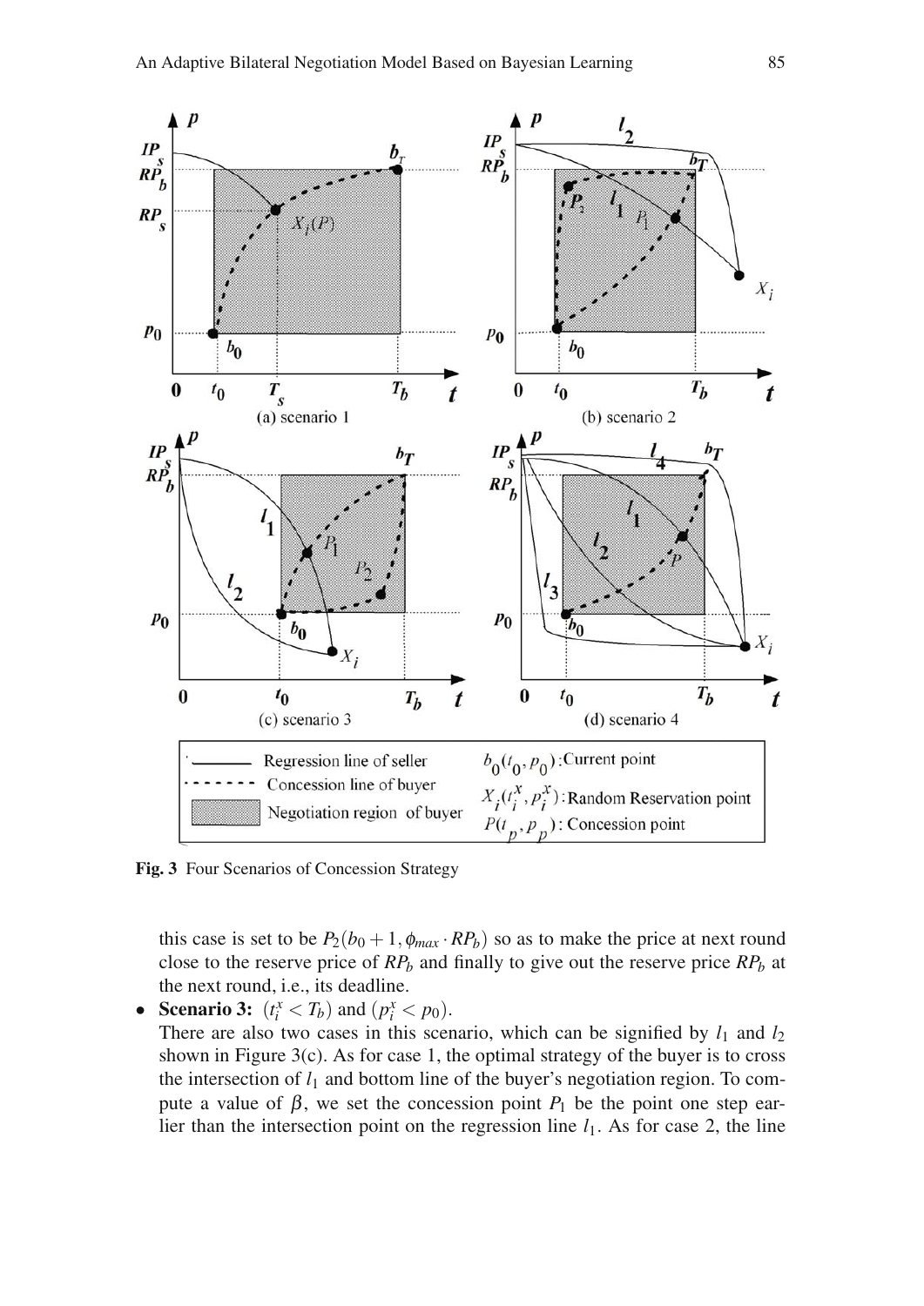Fig. 3 Four Scenarios of Concession Strategy

this case is set to be $P_2(b_0+1, \phi_{max} \cdot RP_b)$ so as to make the price at next round close to the reserve price of $RP_b$ and finally to give out the reserve price $RP_b$ at the next round, i.e., its deadline.

- **Scenario 3:** $(t_i^x < T_b)$ and $(p_i^x < p_0)$.
  There are also two cases in this scenario, which can be signified by $l_1$ and $l_2$ shown in Figure 3(c). As for case 1, the optimal strategy of the buyer is to cross the intersection of $l_1$ and bottom line of the buyer's negotiation region. To compute a value of $\beta$, we set the concession point $P_1$ be the point one step earlier than the intersection point on the regression line $l_1$. As for case 2, the line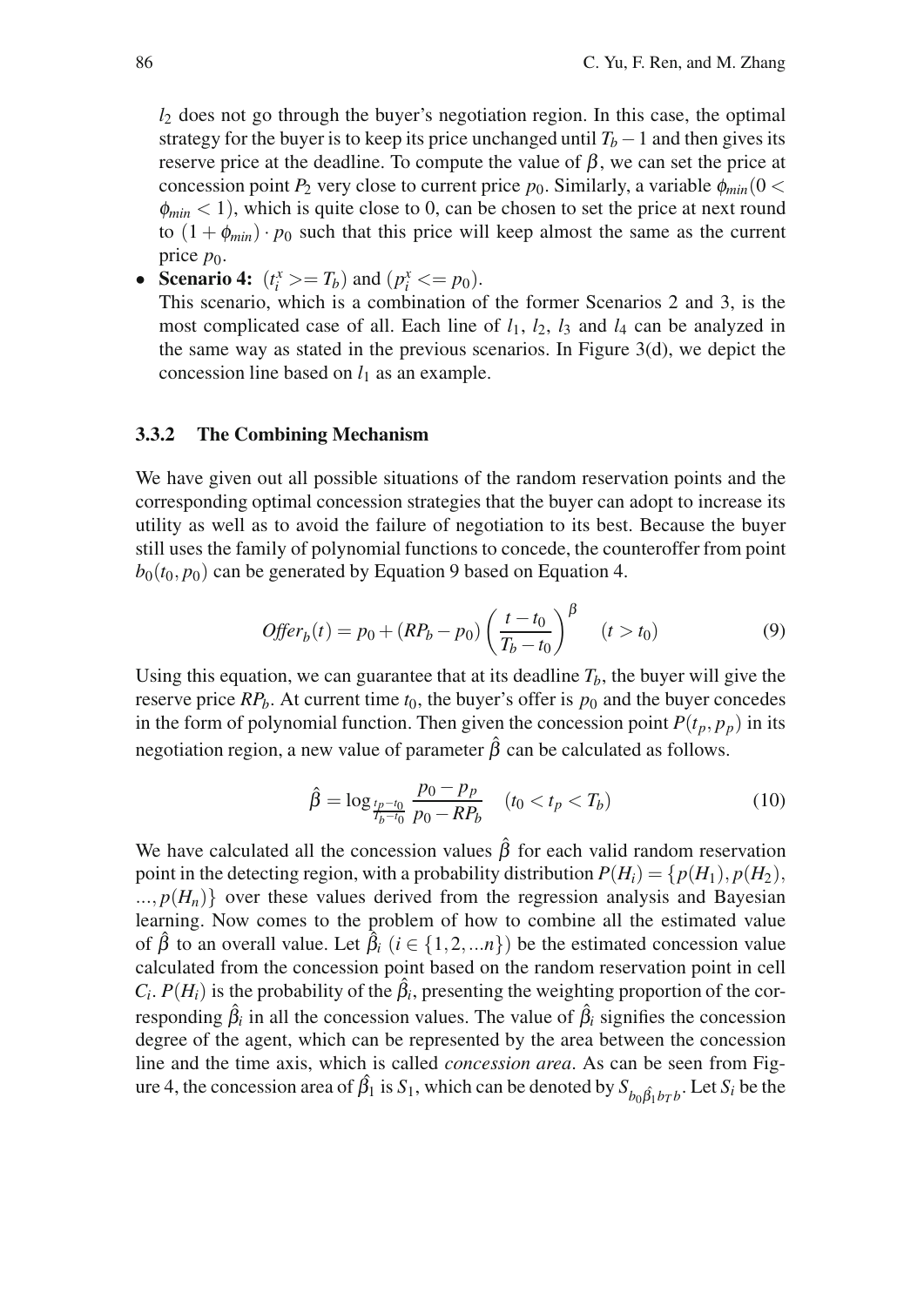$l_2$ does not go through the buyer's negotiation region. In this case, the optimal strategy for the buyer is to keep its price unchanged until $T_b - 1$ and then gives its reserve price at the deadline. To compute the value of $\beta$, we can set the price at concession point $P_2$ very close to current price $p_0$. Similarly, a variable $\phi_{min}(0 < \phi_{min} < 1)$, which is quite close to 0, can be chosen to set the price at next round to $(1 + \phi_{min}) \cdot p_0$ such that this price will keep almost the same as the current price $p_0$.

- **Scenario 4:** $(t_i^x >= T_b)$ and $(p_i^x <= p_0)$.
  This scenario, which is a combination of the former Scenarios 2 and 3, is the most complicated case of all. Each line of $l_1$, $l_2$, $l_3$ and $l_4$ can be analyzed in the same way as stated in the previous scenarios. In Figure 3(d), we depict the concession line based on $l_1$ as an example.

### 3.3.2 The Combining Mechanism

We have given out all possible situations of the random reservation points and the corresponding optimal concession strategies that the buyer can adopt to increase its utility as well as to avoid the failure of negotiation to its best. Because the buyer still uses the family of polynomial functions to concede, the counteroffer from point $b_0(t_0, p_0)$ can be generated by Equation 9 based on Equation 4.

$$Offer_b(t) = p_0 + (RP_b - p_0)\left(\frac{t - t_0}{T_b - t_0}\right)^{\beta} \quad (t > t_0) \tag{9}$$

Using this equation, we can guarantee that at its deadline $T_b$, the buyer will give the reserve price $RP_b$. At current time $t_0$, the buyer's offer is $p_0$ and the buyer concedes in the form of polynomial function. Then given the concession point $P(t_p, p_p)$ in its negotiation region, a new value of parameter $\hat{\beta}$ can be calculated as follows.

$$\hat{\beta} = \log_{\frac{t_p - t_0}{T_b - t_0}} \frac{p_0 - p_p}{p_0 - RP_b} \quad (t_0 < t_p < T_b) \tag{10}$$

We have calculated all the concession values $\hat{\beta}$ for each valid random reservation point in the detecting region, with a probability distribution $P(H_i) = \{p(H_1), p(H_2), ..., p(H_n)\}$ over these values derived from the regression analysis and Bayesian learning. Now comes to the problem of how to combine all the estimated value of $\hat{\beta}$ to an overall value. Let $\hat{\beta}_i$ $(i \in \{1, 2, ...n\})$ be the estimated concession value calculated from the concession point based on the random reservation point in cell $C_i$. $P(H_i)$ is the probability of the $\hat{\beta}_i$, presenting the weighting proportion of the corresponding $\hat{\beta}_i$ in all the concession values. The value of $\hat{\beta}_i$ signifies the concession degree of the agent, which can be represented by the area between the concession line and the time axis, which is called *concession area*. As can be seen from Figure 4, the concession area of $\hat{\beta}_1$ is $S_1$, which can be denoted by $S_{b_0 \hat{\beta}_1 b_T b}$. Let $S_i$ be the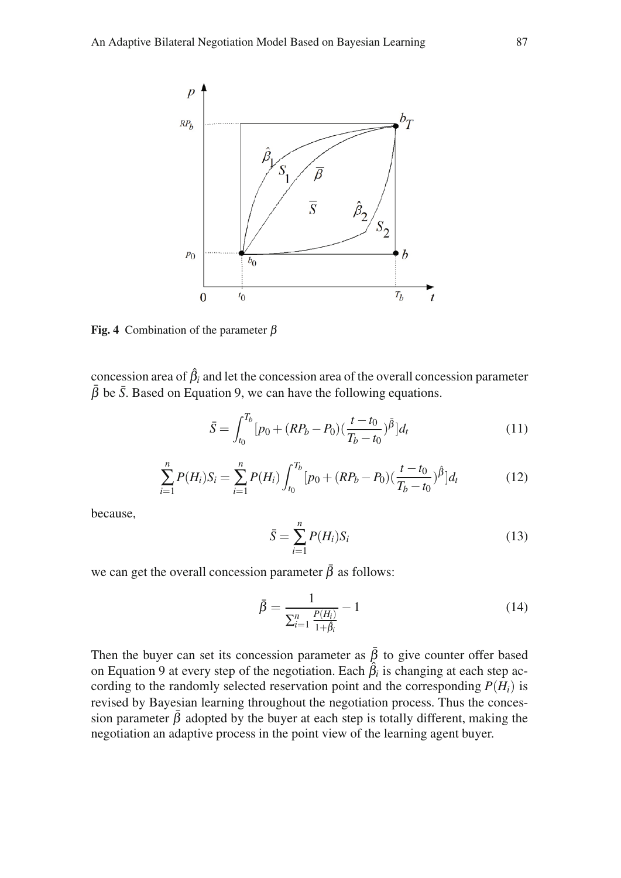**Fig. 4** Combination of the parameter $\beta$

concession area of $\hat{\beta}_i$ and let the concession area of the overall concession parameter $\bar{\beta}$ be $\bar{S}$. Based on Equation 9, we can have the following equations.

$$\bar{S} = \int_{t_0}^{T_b} [p_0 + (RP_b - P_0)(\frac{t - t_0}{T_b - t_0})^{\bar{\beta}}] d_t \tag{11}$$

$$\sum_{i=1}^{n} P(H_i) S_i = \sum_{i=1}^{n} P(H_i) \int_{t_0}^{T_b} [p_0 + (RP_b - P_0)(\frac{t - t_0}{T_b - t_0})^{\hat{\beta}}] d_t \tag{12}$$

because,

$$\bar{S} = \sum_{i=1}^{n} P(H_i) S_i \tag{13}$$

we can get the overall concession parameter $\bar{\beta}$ as follows:

$$\bar{\beta} = \frac{1}{\sum_{i=1}^{n} \frac{P(H_i)}{1 + \hat{\beta}_i}} - 1 \tag{14}$$

Then the buyer can set its concession parameter as $\bar{\beta}$ to give counter offer based on Equation 9 at every step of the negotiation. Each $\hat{\beta}_i$ is changing at each step according to the randomly selected reservation point and the corresponding $P(H_i)$ is revised by Bayesian learning throughout the negotiation process. Thus the concession parameter $\bar{\beta}$ adopted by the buyer at each step is totally different, making the negotiation an adaptive process in the point view of the learning agent buyer.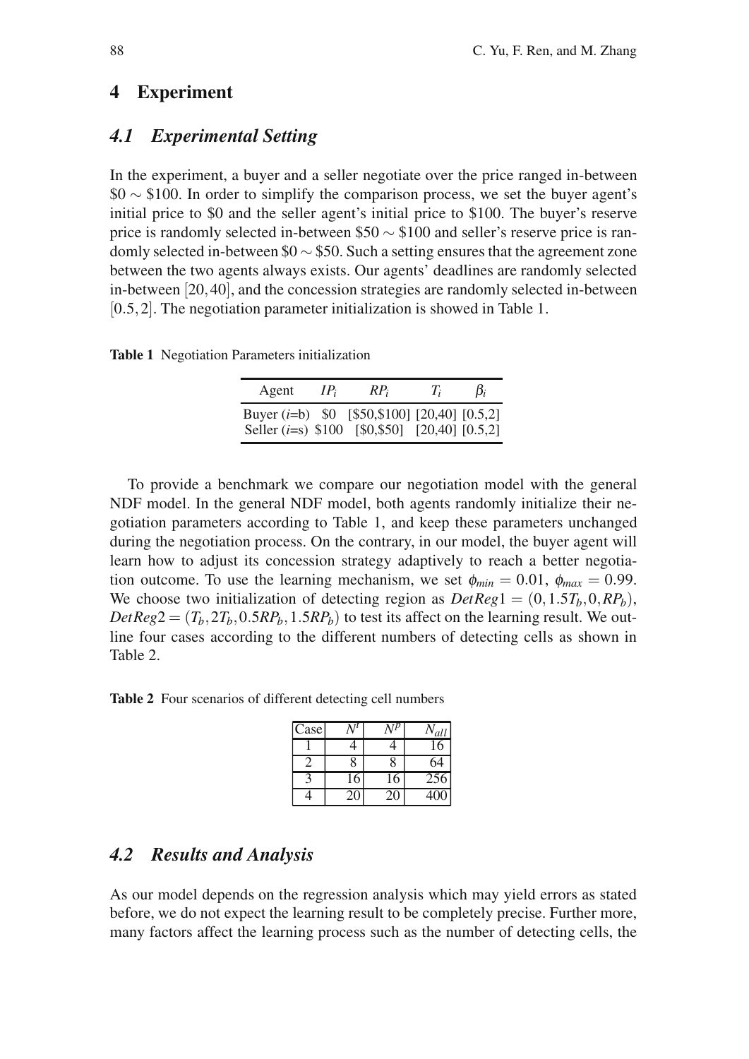## 4 Experiment

### 4.1 Experimental Setting

In the experiment, a buyer and a seller negotiate over the price ranged in-between $\$0 \sim \$100$. In order to simplify the comparison process, we set the buyer agent's initial price to \$0 and the seller agent's initial price to \$100. The buyer's reserve price is randomly selected in-between $\$50 \sim \$100$ and seller's reserve price is randomly selected in-between $\$0 \sim \$50$. Such a setting ensures that the agreement zone between the two agents always exists. Our agents' deadlines are randomly selected in-between $[20, 40]$, and the concession strategies are randomly selected in-between $[0.5, 2]$. The negotiation parameter initialization is showed in Table 1.

**Table 1** Negotiation Parameters initialization

| Agent | $IP_i$ | $RP_i$ | $T_i$ | $\beta_i$ |
|---|---|---|---|---|
| Buyer ($i$=b) | \$0 | [\$50,\$100] | [20,40] | [0.5,2] |
| Seller ($i$=s) | \$100 | [\$0,\$50] | [20,40] | [0.5,2] |

To provide a benchmark we compare our negotiation model with the general NDF model. In the general NDF model, both agents randomly initialize their negotiation parameters according to Table 1, and keep these parameters unchanged during the negotiation process. On the contrary, in our model, the buyer agent will learn how to adjust its concession strategy adaptively to reach a better negotiation outcome. To use the learning mechanism, we set $\phi_{min} = 0.01$, $\phi_{max} = 0.99$. We choose two initialization of detecting region as $DetReg1 = (0, 1.5T_b, 0, RP_b)$, $DetReg2 = (T_b, 2T_b, 0.5RP_b, 1.5RP_b)$ to test its affect on the learning result. We outline four cases according to the different numbers of detecting cells as shown in Table 2.

**Table 2** Four scenarios of different detecting cell numbers

| Case | $N^t$ | $N^p$ | $N_{all}$ |
|---|---|---|---|
| 1 | 4 | 4 | 16 |
| 2 | 8 | 8 | 64 |
| 3 | 16 | 16 | 256 |
| 4 | 20 | 20 | 400 |

### 4.2 Results and Analysis

As our model depends on the regression analysis which may yield errors as stated before, we do not expect the learning result to be completely precise. Further more, many factors affect the learning process such as the number of detecting cells, the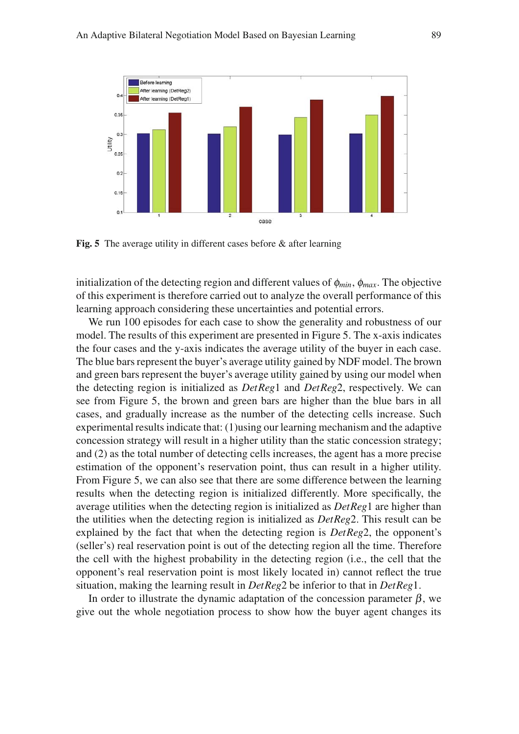Fig. 5 The average utility in different cases before & after learning

initialization of the detecting region and different values of $\phi_{min}$, $\phi_{max}$. The objective of this experiment is therefore carried out to analyze the overall performance of this learning approach considering these uncertainties and potential errors.

We run 100 episodes for each case to show the generality and robustness of our model. The results of this experiment are presented in Figure 5. The x-axis indicates the four cases and the y-axis indicates the average utility of the buyer in each case. The blue bars represent the buyer's average utility gained by NDF model. The brown and green bars represent the buyer's average utility gained by using our model when the detecting region is initialized as $DetReg1$ and $DetReg2$, respectively. We can see from Figure 5, the brown and green bars are higher than the blue bars in all cases, and gradually increase as the number of the detecting cells increase. Such experimental results indicate that: (1)using our learning mechanism and the adaptive concession strategy will result in a higher utility than the static concession strategy; and (2) as the total number of detecting cells increases, the agent has a more precise estimation of the opponent's reservation point, thus can result in a higher utility. From Figure 5, we can also see that there are some difference between the learning results when the detecting region is initialized differently. More specifically, the average utilities when the detecting region is initialized as $DetReg1$ are higher than the utilities when the detecting region is initialized as $DetReg2$. This result can be explained by the fact that when the detecting region is $DetReg2$, the opponent's (seller's) real reservation point is out of the detecting region all the time. Therefore the cell with the highest probability in the detecting region (i.e., the cell that the opponent's real reservation point is most likely located in) cannot reflect the true situation, making the learning result in $DetReg2$ be inferior to that in $DetReg1$.

In order to illustrate the dynamic adaptation of the concession parameter $\beta$, we give out the whole negotiation process to show how the buyer agent changes its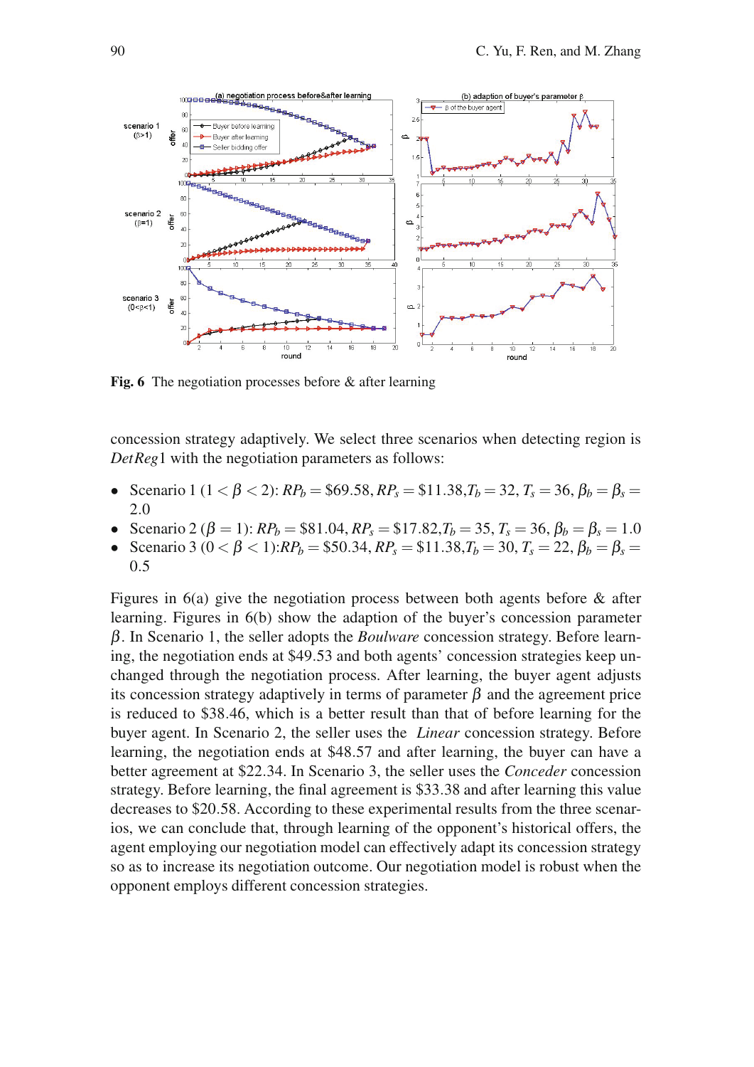**Fig. 6** The negotiation processes before & after learning

concession strategy adaptively. We select three scenarios when detecting region is *DetReg*1 with the negotiation parameters as follows:

- Scenario 1 ($1 < \beta < 2$): $RP_b = \$69.58$, $RP_s = \$11.38$, $T_b = 32$, $T_s = 36$, $\beta_b = \beta_s = 2.0$
- Scenario 2 ($\beta = 1$): $RP_b = \$81.04$, $RP_s = \$17.82$, $T_b = 35$, $T_s = 36$, $\beta_b = \beta_s = 1.0$
- Scenario 3 ($0 < \beta < 1$): $RP_b = \$50.34$, $RP_s = \$11.38$, $T_b = 30$, $T_s = 22$, $\beta_b = \beta_s = 0.5$

Figures in 6(a) give the negotiation process between both agents before & after learning. Figures in 6(b) show the adaption of the buyer's concession parameter $\beta$. In Scenario 1, the seller adopts the *Boulware* concession strategy. Before learning, the negotiation ends at \$49.53 and both agents' concession strategies keep unchanged through the negotiation process. After learning, the buyer agent adjusts its concession strategy adaptively in terms of parameter $\beta$ and the agreement price is reduced to \$38.46, which is a better result than that of before learning for the buyer agent. In Scenario 2, the seller uses the *Linear* concession strategy. Before learning, the negotiation ends at \$48.57 and after learning, the buyer can have a better agreement at \$22.34. In Scenario 3, the seller uses the *Conceder* concession strategy. Before learning, the final agreement is \$33.38 and after learning this value decreases to \$20.58. According to these experimental results from the three scenarios, we can conclude that, through learning of the opponent's historical offers, the agent employing our negotiation model can effectively adapt its concession strategy so as to increase its negotiation outcome. Our negotiation model is robust when the opponent employs different concession strategies.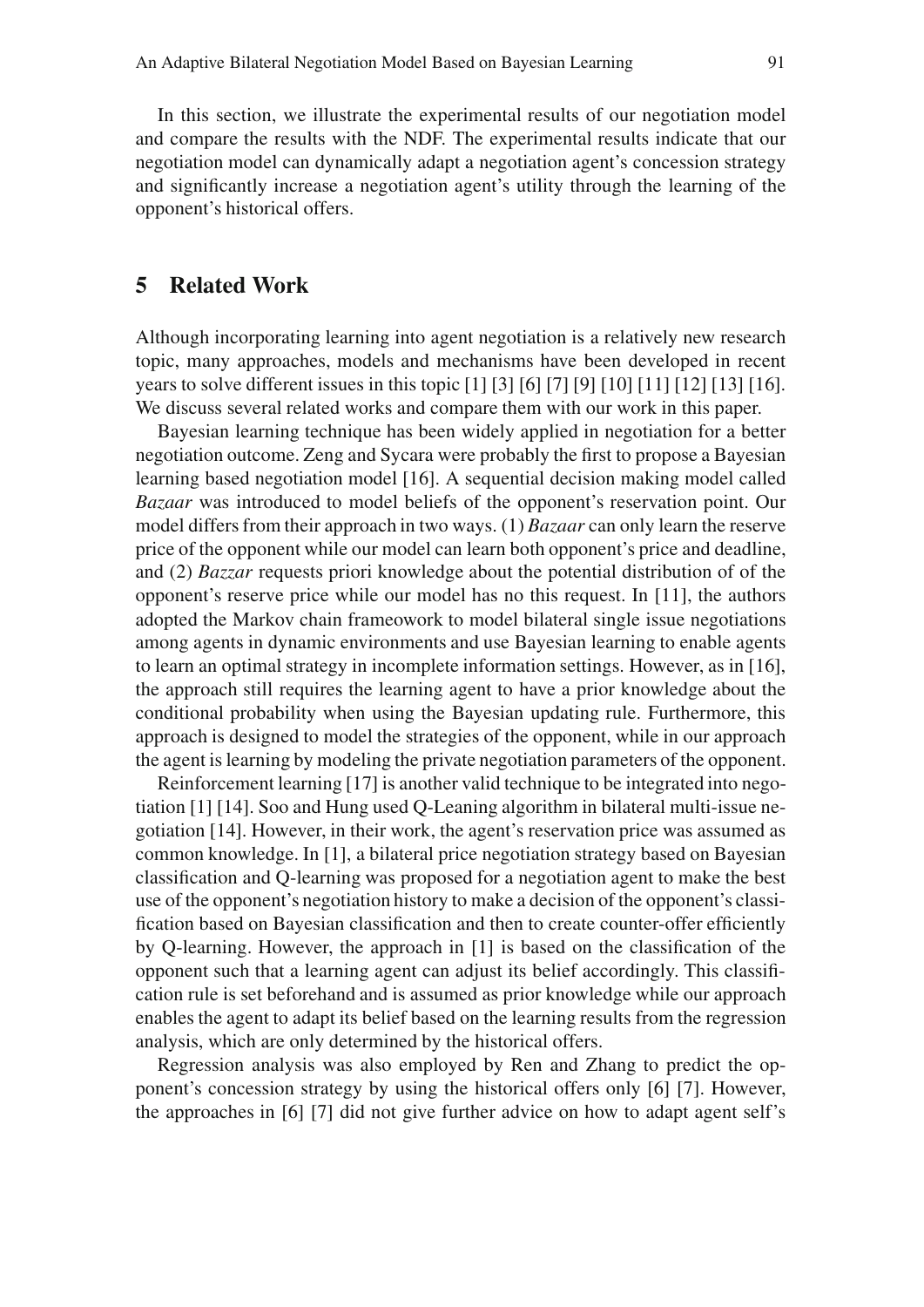In this section, we illustrate the experimental results of our negotiation model and compare the results with the NDF. The experimental results indicate that our negotiation model can dynamically adapt a negotiation agent's concession strategy and significantly increase a negotiation agent's utility through the learning of the opponent's historical offers.

## 5 Related Work

Although incorporating learning into agent negotiation is a relatively new research topic, many approaches, models and mechanisms have been developed in recent years to solve different issues in this topic [1] [3] [6] [7] [9] [10] [11] [12] [13] [16]. We discuss several related works and compare them with our work in this paper.

Bayesian learning technique has been widely applied in negotiation for a better negotiation outcome. Zeng and Sycara were probably the first to propose a Bayesian learning based negotiation model [16]. A sequential decision making model called *Bazaar* was introduced to model beliefs of the opponent's reservation point. Our model differs from their approach in two ways. (1) *Bazaar* can only learn the reserve price of the opponent while our model can learn both opponent's price and deadline, and (2) *Bazzar* requests priori knowledge about the potential distribution of of the opponent's reserve price while our model has no this request. In [11], the authors adopted the Markov chain frameowork to model bilateral single issue negotiations among agents in dynamic environments and use Bayesian learning to enable agents to learn an optimal strategy in incomplete information settings. However, as in [16], the approach still requires the learning agent to have a prior knowledge about the conditional probability when using the Bayesian updating rule. Furthermore, this approach is designed to model the strategies of the opponent, while in our approach the agent is learning by modeling the private negotiation parameters of the opponent.

Reinforcement learning [17] is another valid technique to be integrated into negotiation [1] [14]. Soo and Hung used Q-Leaning algorithm in bilateral multi-issue negotiation [14]. However, in their work, the agent's reservation price was assumed as common knowledge. In [1], a bilateral price negotiation strategy based on Bayesian classification and Q-learning was proposed for a negotiation agent to make the best use of the opponent's negotiation history to make a decision of the opponent's classification based on Bayesian classification and then to create counter-offer efficiently by Q-learning. However, the approach in [1] is based on the classification of the opponent such that a learning agent can adjust its belief accordingly. This classification rule is set beforehand and is assumed as prior knowledge while our approach enables the agent to adapt its belief based on the learning results from the regression analysis, which are only determined by the historical offers.

Regression analysis was also employed by Ren and Zhang to predict the opponent's concession strategy by using the historical offers only [6] [7]. However, the approaches in [6] [7] did not give further advice on how to adapt agent self's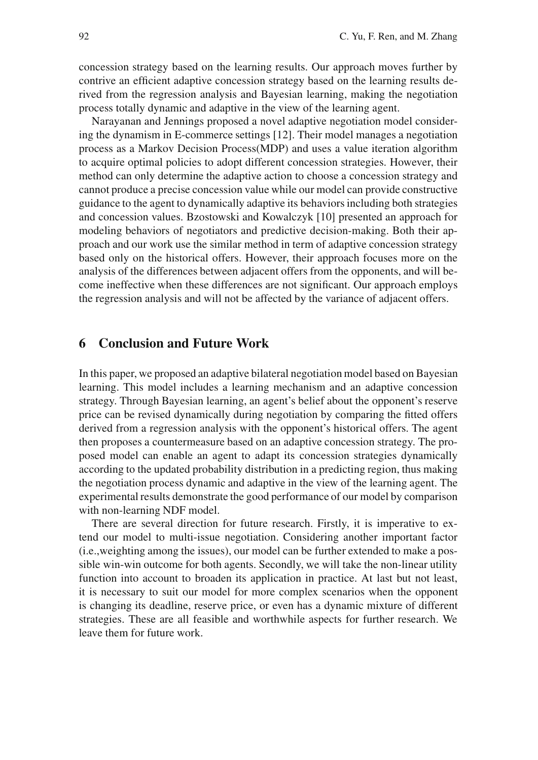concession strategy based on the learning results. Our approach moves further by contrive an efficient adaptive concession strategy based on the learning results derived from the regression analysis and Bayesian learning, making the negotiation process totally dynamic and adaptive in the view of the learning agent.

Narayanan and Jennings proposed a novel adaptive negotiation model considering the dynamism in E-commerce settings [12]. Their model manages a negotiation process as a Markov Decision Process(MDP) and uses a value iteration algorithm to acquire optimal policies to adopt different concession strategies. However, their method can only determine the adaptive action to choose a concession strategy and cannot produce a precise concession value while our model can provide constructive guidance to the agent to dynamically adaptive its behaviors including both strategies and concession values. Bzostowski and Kowalczyk [10] presented an approach for modeling behaviors of negotiators and predictive decision-making. Both their approach and our work use the similar method in term of adaptive concession strategy based only on the historical offers. However, their approach focuses more on the analysis of the differences between adjacent offers from the opponents, and will become ineffective when these differences are not significant. Our approach employs the regression analysis and will not be affected by the variance of adjacent offers.

## 6 Conclusion and Future Work

In this paper, we proposed an adaptive bilateral negotiation model based on Bayesian learning. This model includes a learning mechanism and an adaptive concession strategy. Through Bayesian learning, an agent's belief about the opponent's reserve price can be revised dynamically during negotiation by comparing the fitted offers derived from a regression analysis with the opponent's historical offers. The agent then proposes a countermeasure based on an adaptive concession strategy. The proposed model can enable an agent to adapt its concession strategies dynamically according to the updated probability distribution in a predicting region, thus making the negotiation process dynamic and adaptive in the view of the learning agent. The experimental results demonstrate the good performance of our model by comparison with non-learning NDF model.

There are several direction for future research. Firstly, it is imperative to extend our model to multi-issue negotiation. Considering another important factor (i.e.,weighting among the issues), our model can be further extended to make a possible win-win outcome for both agents. Secondly, we will take the non-linear utility function into account to broaden its application in practice. At last but not least, it is necessary to suit our model for more complex scenarios when the opponent is changing its deadline, reserve price, or even has a dynamic mixture of different strategies. These are all feasible and worthwhile aspects for further research. We leave them for future work.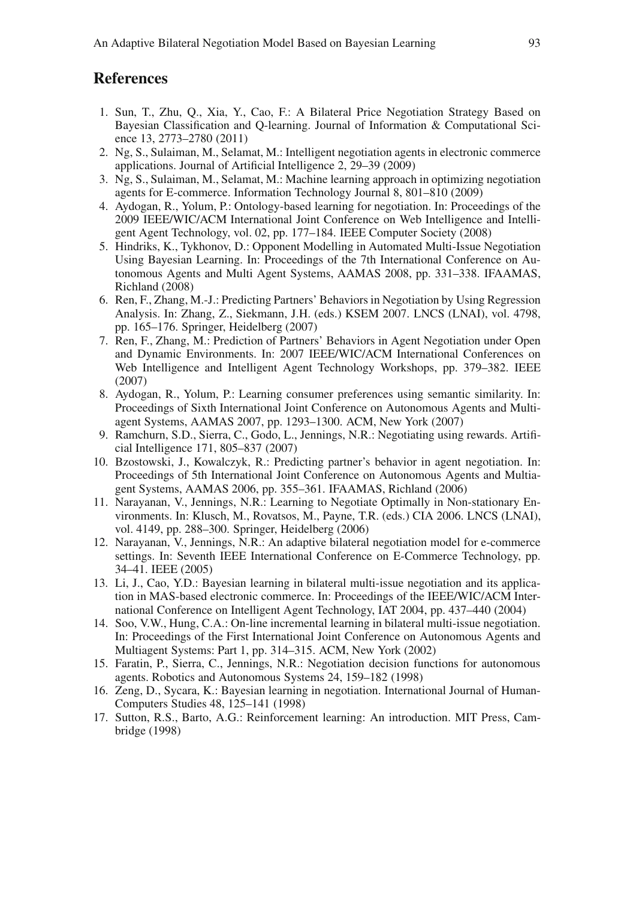## References

1. Sun, T., Zhu, Q., Xia, Y., Cao, F.: A Bilateral Price Negotiation Strategy Based on Bayesian Classification and Q-learning. Journal of Information & Computational Science 13, 2773–2780 (2011)
2. Ng, S., Sulaiman, M., Selamat, M.: Intelligent negotiation agents in electronic commerce applications. Journal of Artificial Intelligence 2, 29–39 (2009)
3. Ng, S., Sulaiman, M., Selamat, M.: Machine learning approach in optimizing negotiation agents for E-commerce. Information Technology Journal 8, 801–810 (2009)
4. Aydogan, R., Yolum, P.: Ontology-based learning for negotiation. In: Proceedings of the 2009 IEEE/WIC/ACM International Joint Conference on Web Intelligence and Intelligent Agent Technology, vol. 02, pp. 177–184. IEEE Computer Society (2008)
5. Hindriks, K., Tykhonov, D.: Opponent Modelling in Automated Multi-Issue Negotiation Using Bayesian Learning. In: Proceedings of the 7th International Conference on Autonomous Agents and Multi Agent Systems, AAMAS 2008, pp. 331–338. IFAAMAS, Richland (2008)
6. Ren, F., Zhang, M.-J.: Predicting Partners' Behaviors in Negotiation by Using Regression Analysis. In: Zhang, Z., Siekmann, J.H. (eds.) KSEM 2007. LNCS (LNAI), vol. 4798, pp. 165–176. Springer, Heidelberg (2007)
7. Ren, F., Zhang, M.: Prediction of Partners' Behaviors in Agent Negotiation under Open and Dynamic Environments. In: 2007 IEEE/WIC/ACM International Conferences on Web Intelligence and Intelligent Agent Technology Workshops, pp. 379–382. IEEE (2007)
8. Aydogan, R., Yolum, P.: Learning consumer preferences using semantic similarity. In: Proceedings of Sixth International Joint Conference on Autonomous Agents and Multiagent Systems, AAMAS 2007, pp. 1293–1300. ACM, New York (2007)
9. Ramchurn, S.D., Sierra, C., Godo, L., Jennings, N.R.: Negotiating using rewards. Artificial Intelligence 171, 805–837 (2007)
10. Bzostowski, J., Kowalczyk, R.: Predicting partner's behavior in agent negotiation. In: Proceedings of 5th International Joint Conference on Autonomous Agents and Multiagent Systems, AAMAS 2006, pp. 355–361. IFAAMAS, Richland (2006)
11. Narayanan, V., Jennings, N.R.: Learning to Negotiate Optimally in Non-stationary Environments. In: Klusch, M., Rovatsos, M., Payne, T.R. (eds.) CIA 2006. LNCS (LNAI), vol. 4149, pp. 288–300. Springer, Heidelberg (2006)
12. Narayanan, V., Jennings, N.R.: An adaptive bilateral negotiation model for e-commerce settings. In: Seventh IEEE International Conference on E-Commerce Technology, pp. 34–41. IEEE (2005)
13. Li, J., Cao, Y.D.: Bayesian learning in bilateral multi-issue negotiation and its application in MAS-based electronic commerce. In: Proceedings of the IEEE/WIC/ACM International Conference on Intelligent Agent Technology, IAT 2004, pp. 437–440 (2004)
14. Soo, V.W., Hung, C.A.: On-line incremental learning in bilateral multi-issue negotiation. In: Proceedings of the First International Joint Conference on Autonomous Agents and Multiagent Systems: Part 1, pp. 314–315. ACM, New York (2002)
15. Faratin, P., Sierra, C., Jennings, N.R.: Negotiation decision functions for autonomous agents. Robotics and Autonomous Systems 24, 159–182 (1998)
16. Zeng, D., Sycara, K.: Bayesian learning in negotiation. International Journal of Human-Computers Studies 48, 125–141 (1998)
17. Sutton, R.S., Barto, A.G.: Reinforcement learning: An introduction. MIT Press, Cambridge (1998)